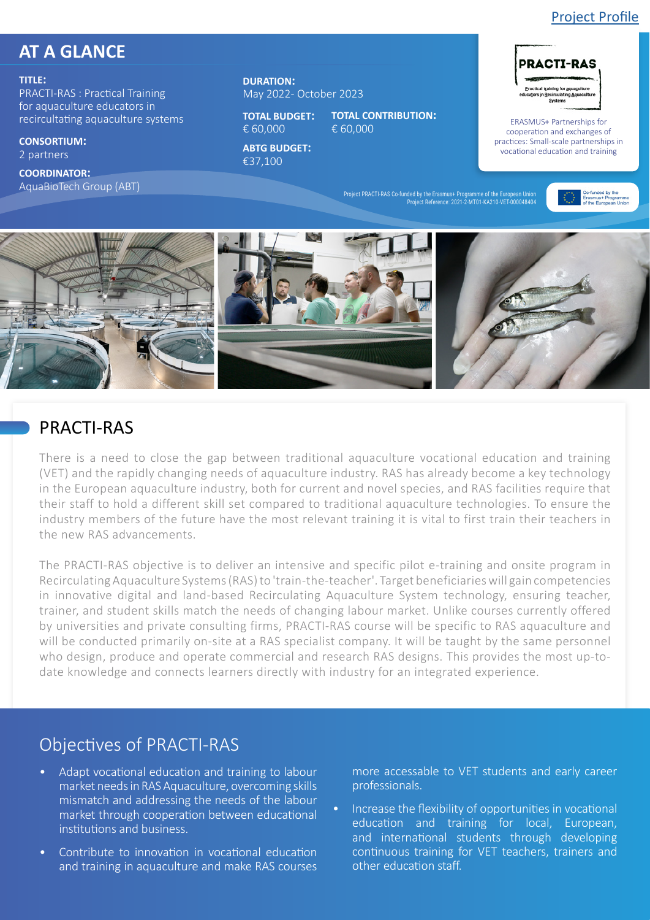Project Profile

## AT A GLANCE

**TITLE:**
PRACTI-RAS : Practical Training for aquaculture educators in recirculating aquaculture systems

**CONSORTIUM:**
2 partners

**COORDINATOR:**
AquaBioTech Group (ABT)

**DURATION:**
May 2022- October 2023

**TOTAL BUDGET:**
€ 60,000

**TOTAL CONTRIBUTION:**
€ 60,000

**ABTG BUDGET:**
€37,100

PRACTI-RAS
Practical training for aquaculture educators in Recirculating Aquaculture Systems

ERASMUS+ Partnerships for cooperation and exchanges of practices: Small-scale partnerships in vocational education and training

Project PRACTI-RAS Co-funded by the Erasmus+ Programme of the European Union
Project Reference: 2021-2-MT01-KA210-VET-000048404

Co-funded by the Erasmus+ Programme of the European Union

## PRACTI-RAS

There is a need to close the gap between traditional aquaculture vocational education and training (VET) and the rapidly changing needs of aquaculture industry. RAS has already become a key technology in the European aquaculture industry, both for current and novel species, and RAS facilities require that their staff to hold a different skill set compared to traditional aquaculture technologies. To ensure the industry members of the future have the most relevant training it is vital to first train their teachers in the new RAS advancements.

The PRACTI-RAS objective is to deliver an intensive and specific pilot e-training and onsite program in Recirculating Aquaculture Systems (RAS) to 'train-the-teacher'. Target beneficiaries will gain competencies in innovative digital and land-based Recirculating Aquaculture System technology, ensuring teacher, trainer, and student skills match the needs of changing labour market. Unlike courses currently offered by universities and private consulting firms, PRACTI-RAS course will be specific to RAS aquaculture and will be conducted primarily on-site at a RAS specialist company. It will be taught by the same personnel who design, produce and operate commercial and research RAS designs. This provides the most up-to-date knowledge and connects learners directly with industry for an integrated experience.

## Objectives of PRACTI-RAS

- Adapt vocational education and training to labour market needs in RAS Aquaculture, overcoming skills mismatch and addressing the needs of the labour market through cooperation between educational institutions and business.
- Contribute to innovation in vocational education and training in aquaculture and make RAS courses more accessable to VET students and early career professionals.
- Increase the flexibility of opportunities in vocational education and training for local, European, and international students through developing continuous training for VET teachers, trainers and other education staff.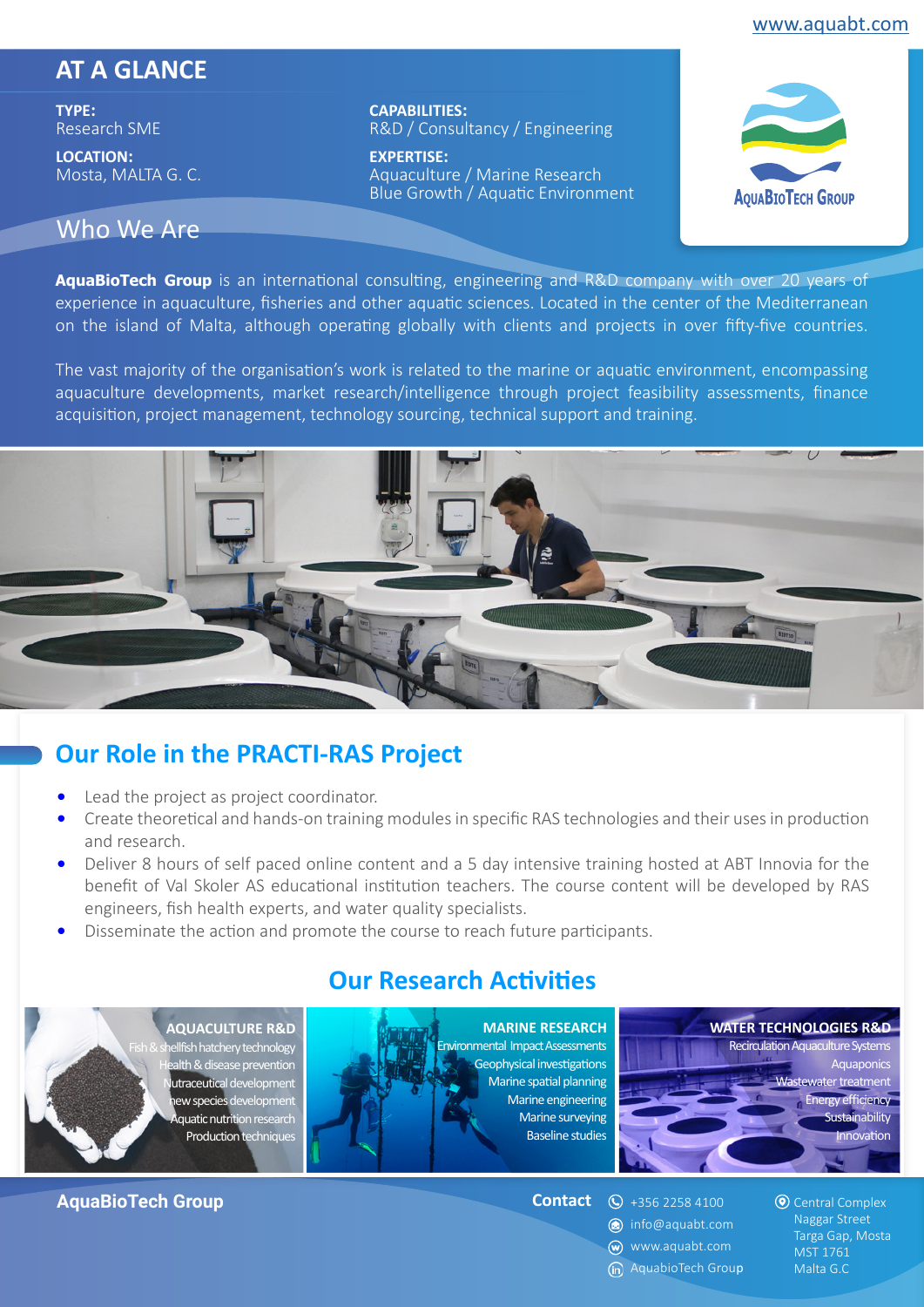www.aquabt.com

## AT A GLANCE

**TYPE:**
Research SME

**LOCATION:**
Mosta, MALTA G. C.

**CAPABILITIES:**
R&D / Consultancy / Engineering

**EXPERTISE:**
Aquaculture / Marine Research
Blue Growth / Aquatic Environment

AquaBioTech Group

## Who We Are

**AquaBioTech Group** is an international consulting, engineering and R&D company with over 20 years of experience in aquaculture, fisheries and other aquatic sciences. Located in the center of the Mediterranean on the island of Malta, although operating globally with clients and projects in over fifty-five countries.

The vast majority of the organisation's work is related to the marine or aquatic environment, encompassing aquaculture developments, market research/intelligence through project feasibility assessments, finance acquisition, project management, technology sourcing, technical support and training.

## Our Role in the PRACTI-RAS Project

- Lead the project as project coordinator.
- Create theoretical and hands-on training modules in specific RAS technologies and their uses in production and research.
- Deliver 8 hours of self paced online content and a 5 day intensive training hosted at ABT Innovia for the benefit of Val Skoler AS educational institution teachers. The course content will be developed by RAS engineers, fish health experts, and water quality specialists.
- Disseminate the action and promote the course to reach future participants.

## Our Research Activities

**AQUACULTURE R&D**
Fish & shellfish hatchery technology
Health & disease prevention
Nutraceutical development
New species development
Aquatic nutrition research
Production techniques

**MARINE RESEARCH**
Environmental Impact Assessments
Geophysical investigations
Marine spatial planning
Marine engineering
Marine surveying
Baseline studies

**WATER TECHNOLOGIES R&D**
Recirculation Aquaculture Systems
Aquaponics
Wastewater treatment
Energy efficiency
Sustainability
Innovation

**AquaBioTech Group**

**Contact**
+356 2258 4100
info@aquabt.com
www.aquabt.com
AquabioTech Group

Central Complex
Naggar Street
Targa Gap, Mosta
MST 1761
Malta G.C